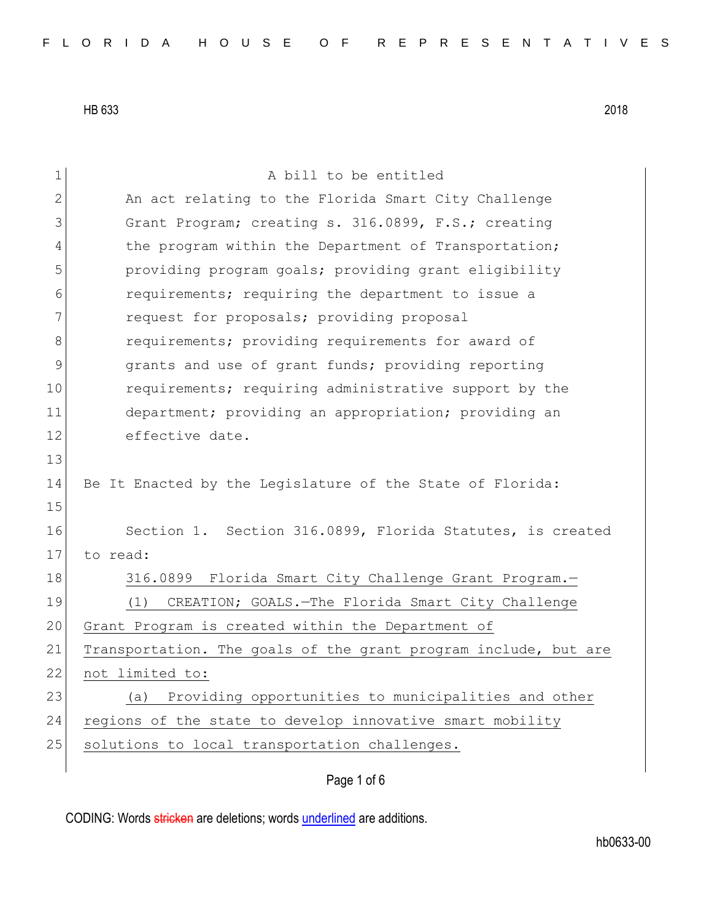HB 633 2018

A bill to be entitled

An act relating to the Florida Smart City Challenge Grant Program; creating s. 316.0899, F.S.; creating the program within the Department of Transportation; providing program goals; providing grant eligibility requirements; requiring the department to issue a request for proposals; providing proposal requirements; providing requirements for award of grants and use of grant funds; providing reporting requirements; requiring administrative support by the department; providing an appropriation; providing an effective date.

Be It Enacted by the Legislature of the State of Florida:

Section 1. Section 316.0899, Florida Statutes, is created to read:

316.0899 Florida Smart City Challenge Grant Program.—

(1) CREATION; GOALS.—The Florida Smart City Challenge Grant Program is created within the Department of Transportation. The goals of the grant program include, but are not limited to:

(a) Providing opportunities to municipalities and other regions of the state to develop innovative smart mobility solutions to local transportation challenges.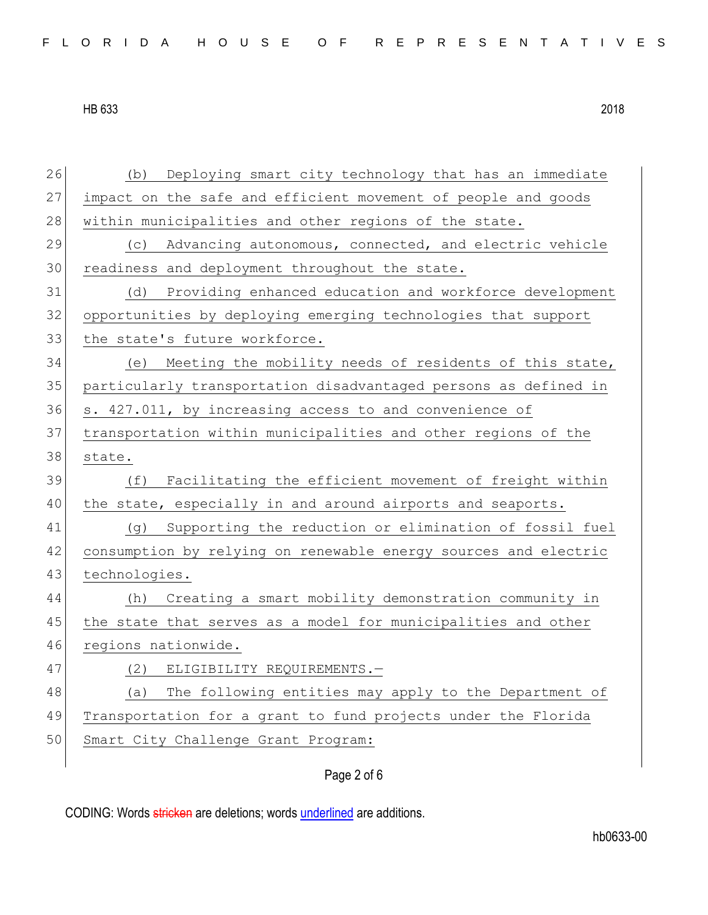(b) Deploying smart city technology that has an immediate impact on the safe and efficient movement of people and goods within municipalities and other regions of the state.

(c) Advancing autonomous, connected, and electric vehicle readiness and deployment throughout the state.

(d) Providing enhanced education and workforce development opportunities by deploying emerging technologies that support the state's future workforce.

(e) Meeting the mobility needs of residents of this state, particularly transportation disadvantaged persons as defined in s. 427.011, by increasing access to and convenience of transportation within municipalities and other regions of the state.

(f) Facilitating the efficient movement of freight within the state, especially in and around airports and seaports.

(g) Supporting the reduction or elimination of fossil fuel consumption by relying on renewable energy sources and electric technologies.

(h) Creating a smart mobility demonstration community in the state that serves as a model for municipalities and other regions nationwide.

(2) ELIGIBILITY REQUIREMENTS.—

(a) The following entities may apply to the Department of Transportation for a grant to fund projects under the Florida Smart City Challenge Grant Program: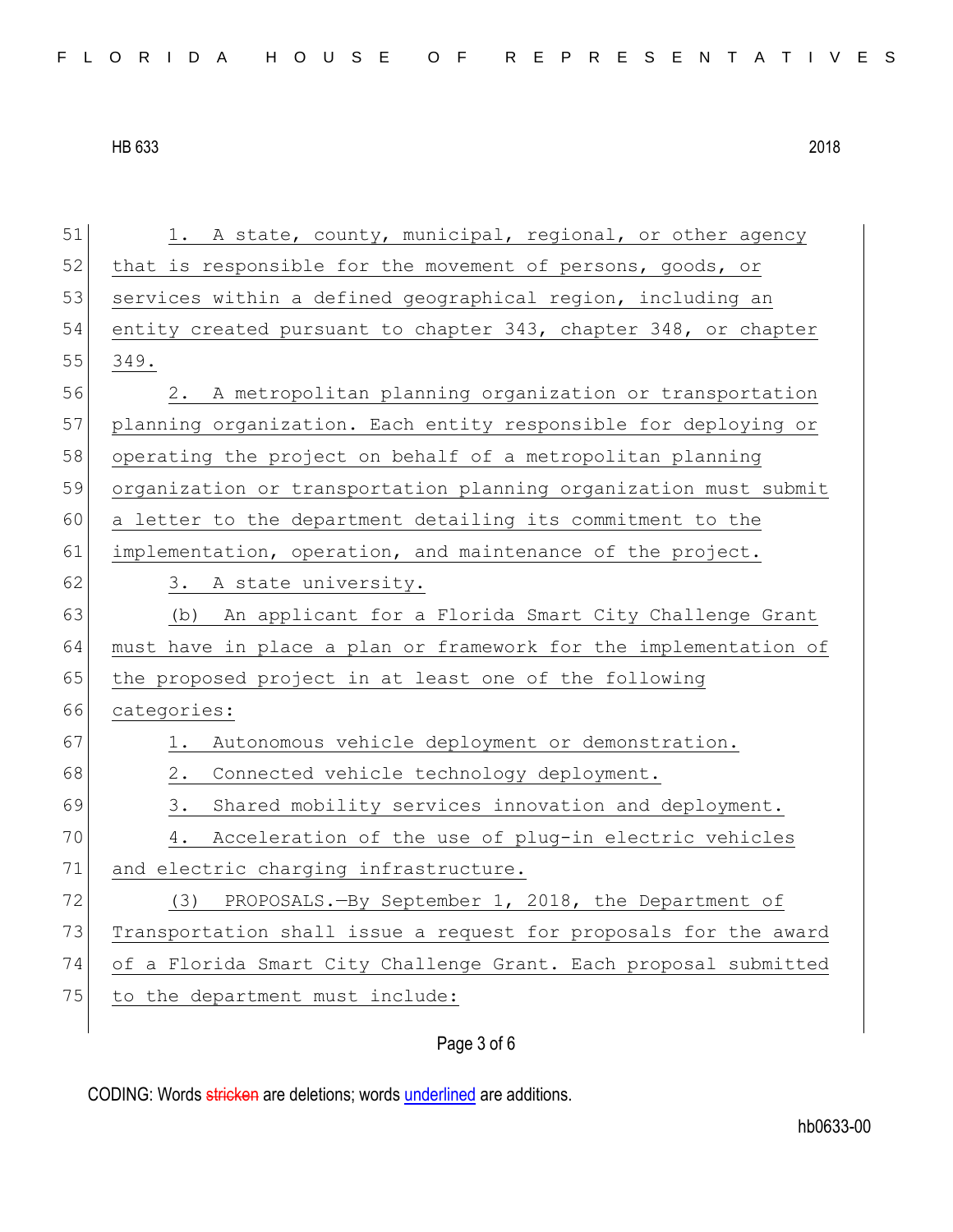1. A state, county, municipal, regional, or other agency that is responsible for the movement of persons, goods, or services within a defined geographical region, including an entity created pursuant to chapter 343, chapter 348, or chapter 349.

2. A metropolitan planning organization or transportation planning organization. Each entity responsible for deploying or operating the project on behalf of a metropolitan planning organization or transportation planning organization must submit a letter to the department detailing its commitment to the implementation, operation, and maintenance of the project.

3. A state university.

(b) An applicant for a Florida Smart City Challenge Grant must have in place a plan or framework for the implementation of the proposed project in at least one of the following categories:

1. Autonomous vehicle deployment or demonstration.

2. Connected vehicle technology deployment.

3. Shared mobility services innovation and deployment.

4. Acceleration of the use of plug-in electric vehicles and electric charging infrastructure.

(3) PROPOSALS.—By September 1, 2018, the Department of Transportation shall issue a request for proposals for the award of a Florida Smart City Challenge Grant. Each proposal submitted to the department must include: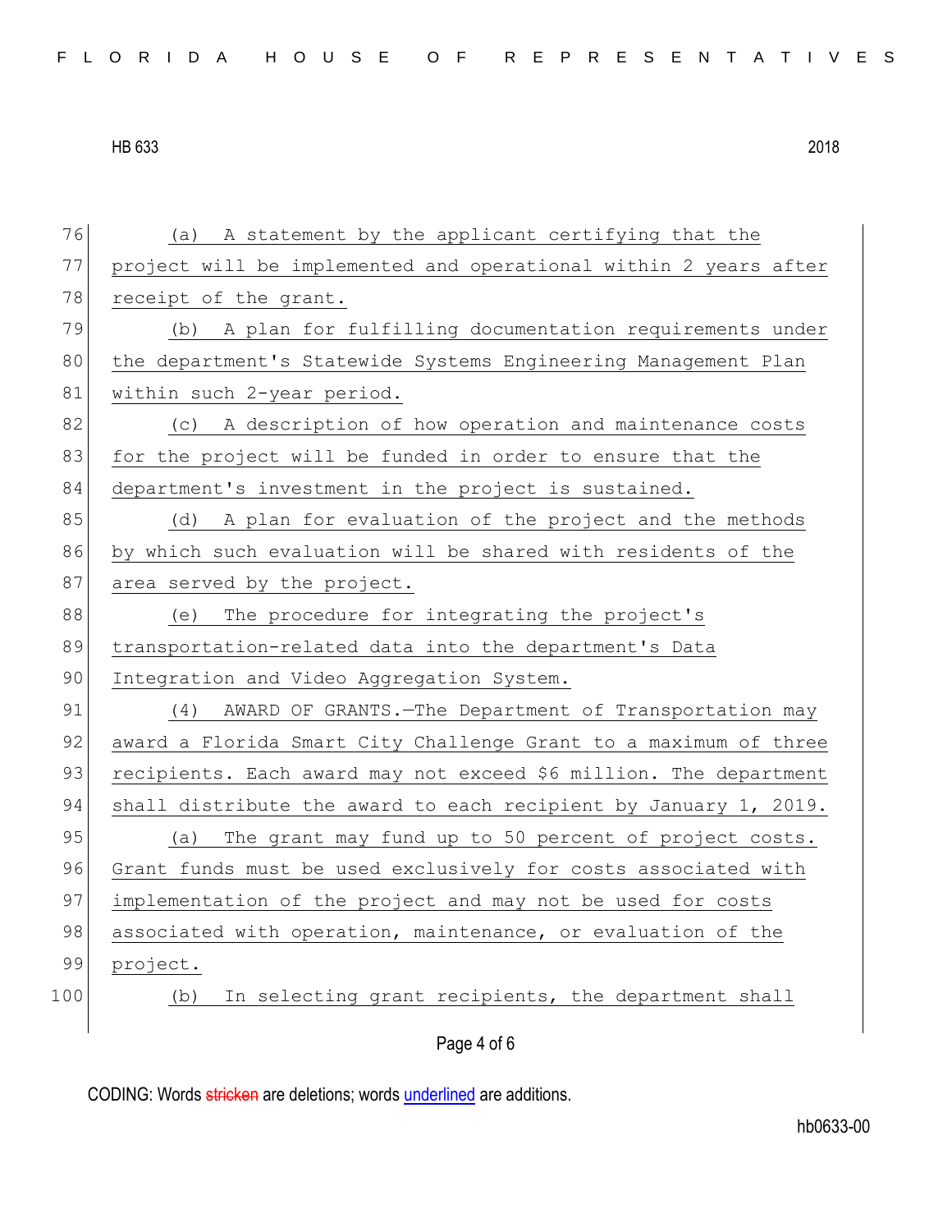(a) A statement by the applicant certifying that the project will be implemented and operational within 2 years after receipt of the grant.

(b) A plan for fulfilling documentation requirements under the department's Statewide Systems Engineering Management Plan within such 2-year period.

(c) A description of how operation and maintenance costs for the project will be funded in order to ensure that the department's investment in the project is sustained.

(d) A plan for evaluation of the project and the methods by which such evaluation will be shared with residents of the area served by the project.

(e) The procedure for integrating the project's transportation-related data into the department's Data Integration and Video Aggregation System.

(4) AWARD OF GRANTS.—The Department of Transportation may award a Florida Smart City Challenge Grant to a maximum of three recipients. Each award may not exceed $6 million. The department shall distribute the award to each recipient by January 1, 2019.

(a) The grant may fund up to 50 percent of project costs. Grant funds must be used exclusively for costs associated with implementation of the project and may not be used for costs associated with operation, maintenance, or evaluation of the project.

(b) In selecting grant recipients, the department shall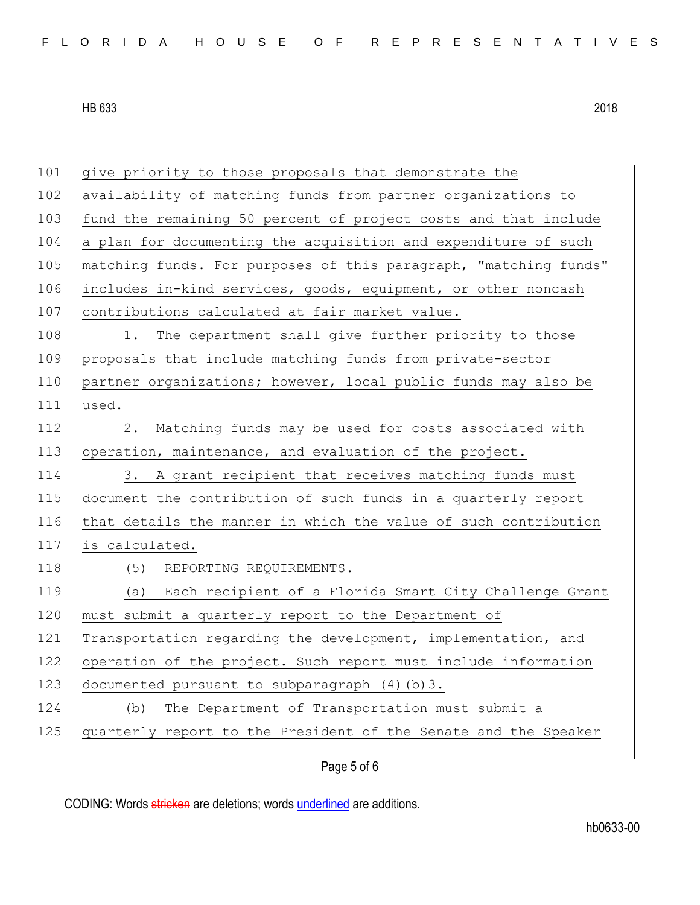give priority to those proposals that demonstrate the availability of matching funds from partner organizations to fund the remaining 50 percent of project costs and that include a plan for documenting the acquisition and expenditure of such matching funds. For purposes of this paragraph, "matching funds" includes in-kind services, goods, equipment, or other noncash contributions calculated at fair market value.

1. The department shall give further priority to those proposals that include matching funds from private-sector partner organizations; however, local public funds may also be used.

2. Matching funds may be used for costs associated with operation, maintenance, and evaluation of the project.

3. A grant recipient that receives matching funds must document the contribution of such funds in a quarterly report that details the manner in which the value of such contribution is calculated.

(5) REPORTING REQUIREMENTS.—

(a) Each recipient of a Florida Smart City Challenge Grant must submit a quarterly report to the Department of Transportation regarding the development, implementation, and operation of the project. Such report must include information documented pursuant to subparagraph (4)(b)3.

(b) The Department of Transportation must submit a quarterly report to the President of the Senate and the Speaker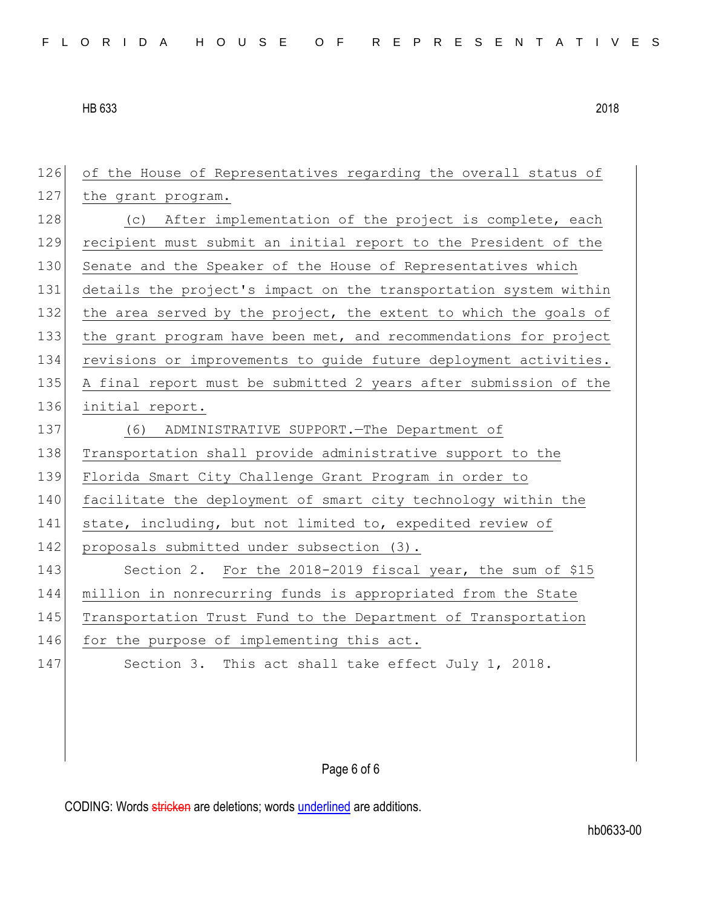of the House of Representatives regarding the overall status of the grant program.

(c) After implementation of the project is complete, each recipient must submit an initial report to the President of the Senate and the Speaker of the House of Representatives which details the project's impact on the transportation system within the area served by the project, the extent to which the goals of the grant program have been met, and recommendations for project revisions or improvements to guide future deployment activities. A final report must be submitted 2 years after submission of the initial report.

(6) ADMINISTRATIVE SUPPORT.—The Department of Transportation shall provide administrative support to the Florida Smart City Challenge Grant Program in order to facilitate the deployment of smart city technology within the state, including, but not limited to, expedited review of proposals submitted under subsection (3).

Section 2. For the 2018-2019 fiscal year, the sum of $15 million in nonrecurring funds is appropriated from the State Transportation Trust Fund to the Department of Transportation for the purpose of implementing this act.

Section 3. This act shall take effect July 1, 2018.